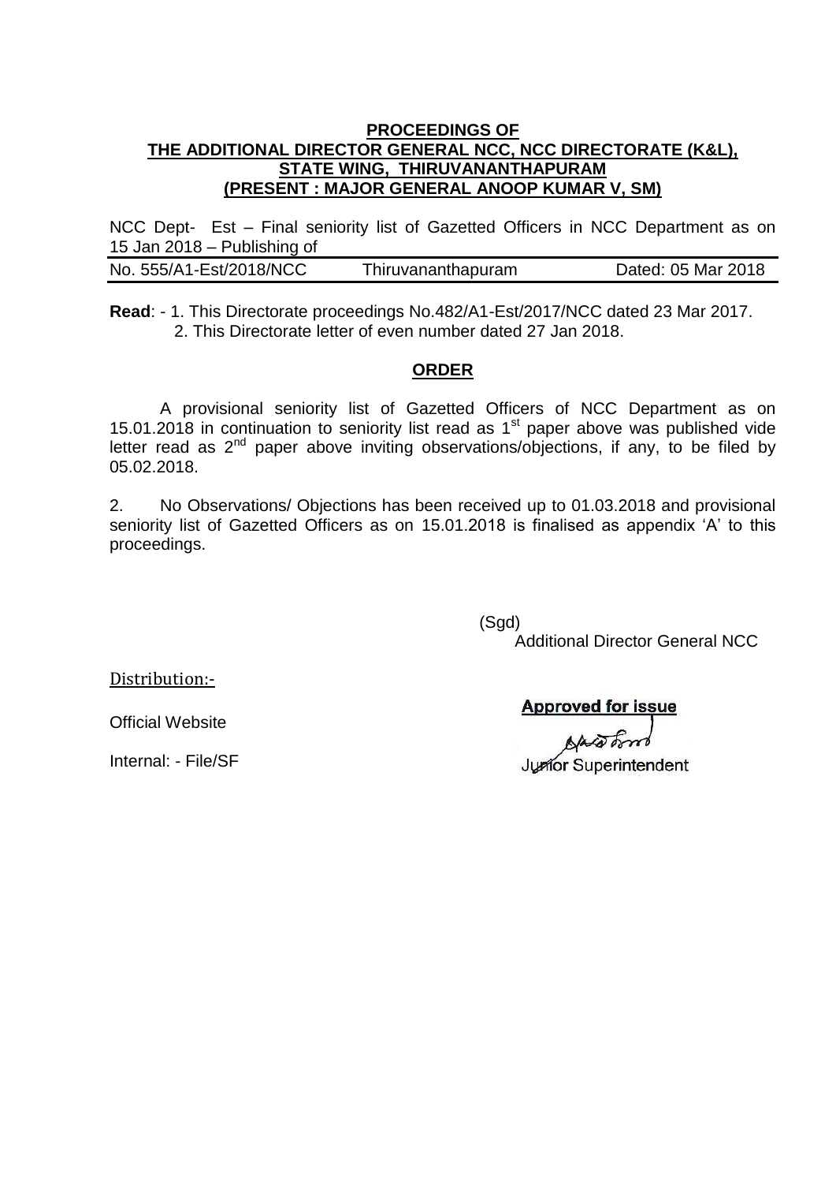**PROCEEDINGS OF**
**THE ADDITIONAL DIRECTOR GENERAL NCC, NCC DIRECTORATE (K&L), STATE WING, THIRUVANANTHAPURAM**
**(PRESENT : MAJOR GENERAL ANOOP KUMAR V, SM)**

NCC Dept- Est – Final seniority list of Gazetted Officers in NCC Department as on 15 Jan 2018 – Publishing of

| No. 555/A1-Est/2018/NCC | Thiruvananthapuram | Dated: 05 Mar 2018 |
|---|---|---|

**Read**: - 1. This Directorate proceedings No.482/A1-Est/2017/NCC dated 23 Mar 2017.
2. This Directorate letter of even number dated 27 Jan 2018.

**ORDER**

A provisional seniority list of Gazetted Officers of NCC Department as on 15.01.2018 in continuation to seniority list read as 1st paper above was published vide letter read as 2nd paper above inviting observations/objections, if any, to be filed by 05.02.2018.

2. No Observations/ Objections has been received up to 01.03.2018 and provisional seniority list of Gazetted Officers as on 15.01.2018 is finalised as appendix 'A' to this proceedings.

(Sgd)
Additional Director General NCC

Distribution:-

Official Website

Internal: - File/SF

**Approved for issue**

Junior Superintendent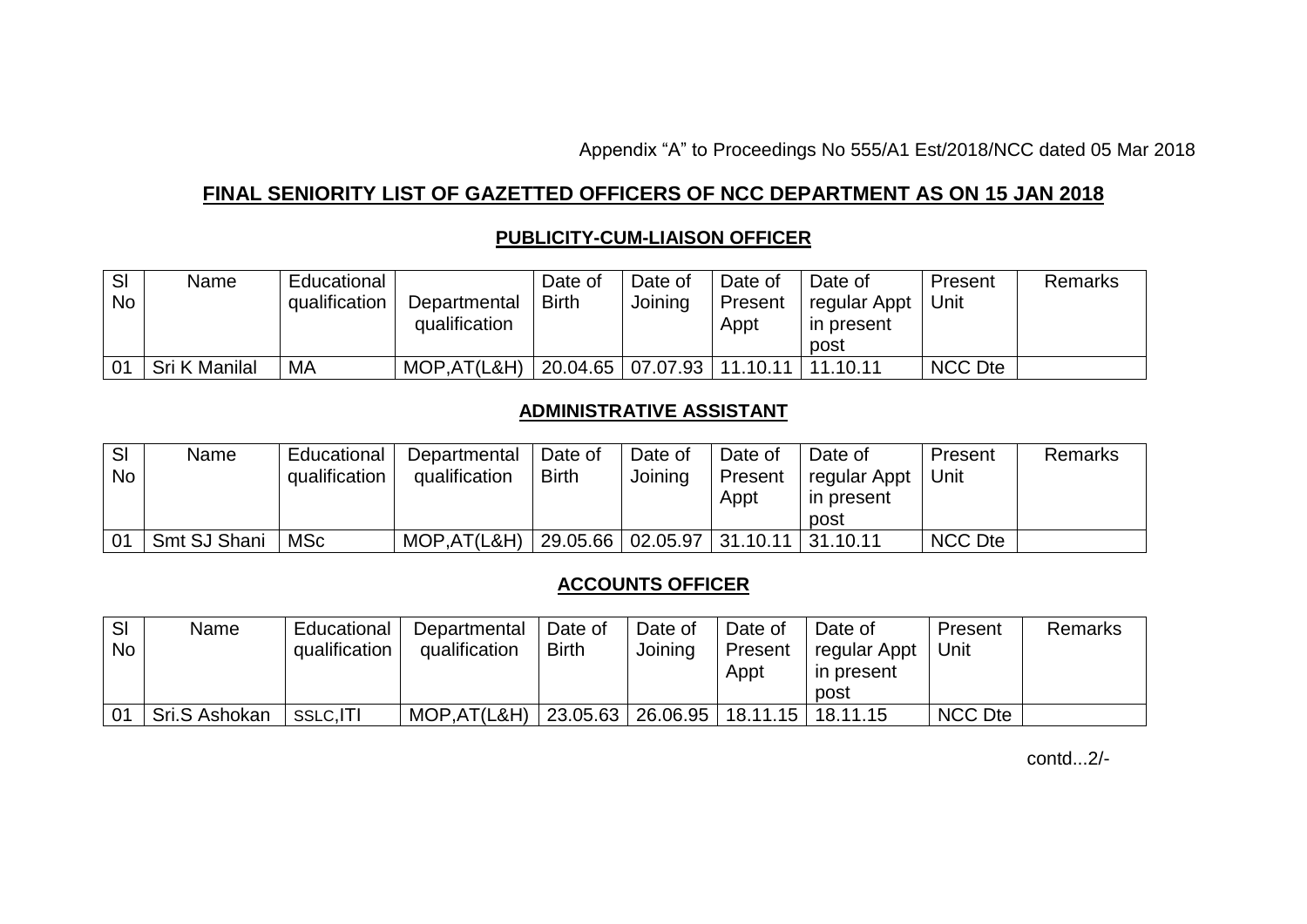Appendix "A" to Proceedings No 555/A1 Est/2018/NCC dated 05 Mar 2018

## FINAL SENIORITY LIST OF GAZETTED OFFICERS OF NCC DEPARTMENT AS ON 15 JAN 2018

### PUBLICITY-CUM-LIAISON OFFICER

| Sl No | Name | Educational qualification | Departmental qualification | Date of Birth | Date of Joining | Date of Present Appt | Date of regular Appt in present post | Present Unit | Remarks |
|---|---|---|---|---|---|---|---|---|---|
| 01 | Sri K Manilal | MA | MOP,AT(L&H) | 20.04.65 | 07.07.93 | 11.10.11 | 11.10.11 | NCC Dte | |

### ADMINISTRATIVE ASSISTANT

| Sl No | Name | Educational qualification | Departmental qualification | Date of Birth | Date of Joining | Date of Present Appt | Date of regular Appt in present post | Present Unit | Remarks |
|---|---|---|---|---|---|---|---|---|---|
| 01 | Smt SJ Shani | MSc | MOP,AT(L&H) | 29.05.66 | 02.05.97 | 31.10.11 | 31.10.11 | NCC Dte | |

### ACCOUNTS OFFICER

| Sl No | Name | Educational qualification | Departmental qualification | Date of Birth | Date of Joining | Date of Present Appt | Date of regular Appt in present post | Present Unit | Remarks |
|---|---|---|---|---|---|---|---|---|---|
| 01 | Sri.S Ashokan | SSLC,ITI | MOP,AT(L&H) | 23.05.63 | 26.06.95 | 18.11.15 | 18.11.15 | NCC Dte | |

contd...2/-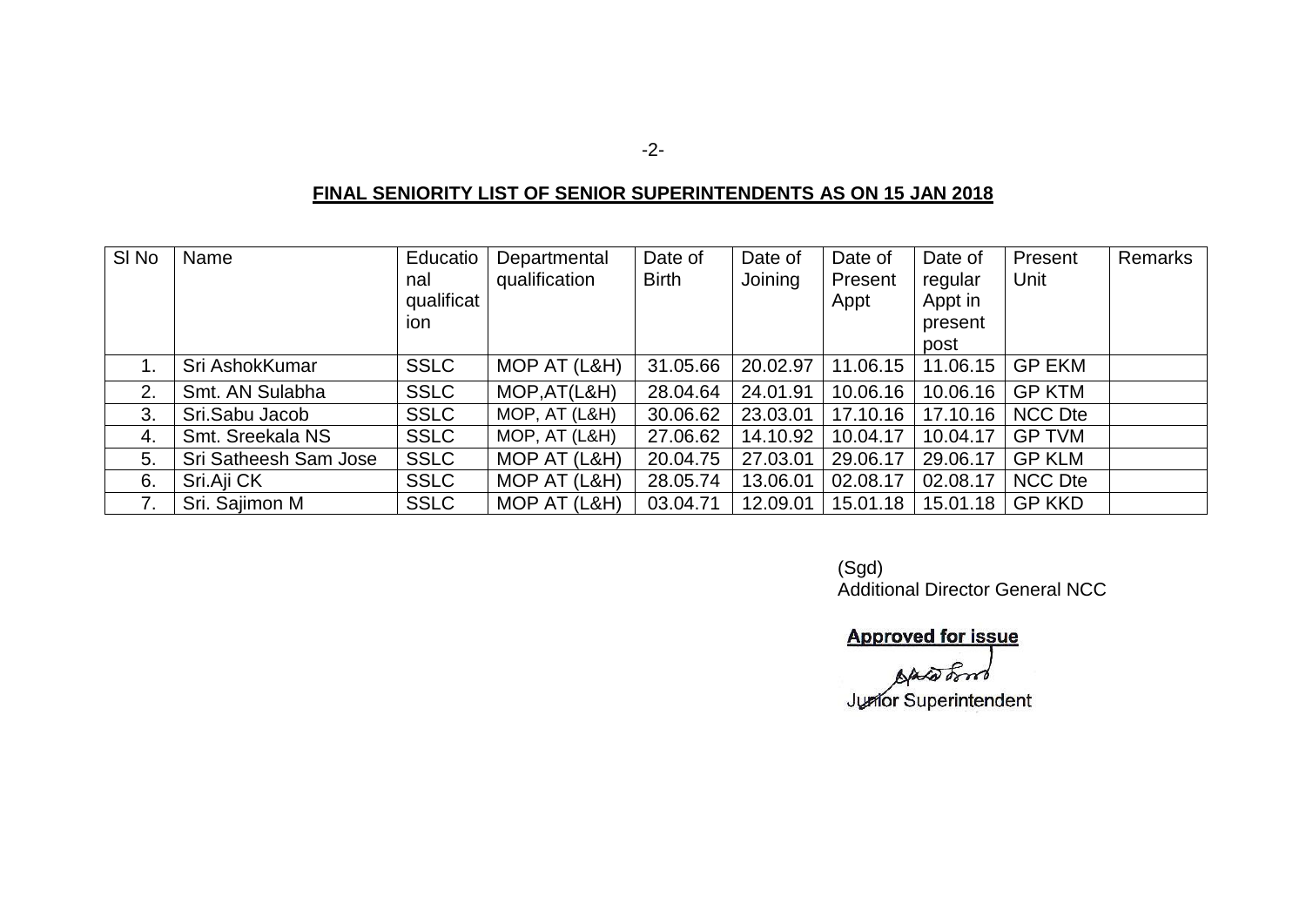**FINAL SENIORITY LIST OF SENIOR SUPERINTENDENTS AS ON 15 JAN 2018**

| Sl No | Name | Educational qualification | Departmental qualification | Date of Birth | Date of Joining | Date of Present Appt | Date of regular Appt in present post | Present Unit | Remarks |
|---|---|---|---|---|---|---|---|---|---|
| 1. | Sri AshokKumar | SSLC | MOP AT (L&H) | 31.05.66 | 20.02.97 | 11.06.15 | 11.06.15 | GP EKM | |
| 2. | Smt. AN Sulabha | SSLC | MOP,AT(L&H) | 28.04.64 | 24.01.91 | 10.06.16 | 10.06.16 | GP KTM | |
| 3. | Sri.Sabu Jacob | SSLC | MOP, AT (L&H) | 30.06.62 | 23.03.01 | 17.10.16 | 17.10.16 | NCC Dte | |
| 4. | Smt. Sreekala NS | SSLC | MOP, AT (L&H) | 27.06.62 | 14.10.92 | 10.04.17 | 10.04.17 | GP TVM | |
| 5. | Sri Satheesh Sam Jose | SSLC | MOP AT (L&H) | 20.04.75 | 27.03.01 | 29.06.17 | 29.06.17 | GP KLM | |
| 6. | Sri.Aji CK | SSLC | MOP AT (L&H) | 28.05.74 | 13.06.01 | 02.08.17 | 02.08.17 | NCC Dte | |
| 7. | Sri. Sajimon M | SSLC | MOP AT (L&H) | 03.04.71 | 12.09.01 | 15.01.18 | 15.01.18 | GP KKD | |

(Sgd)
Additional Director General NCC

**Approved for issue**

Junior Superintendent